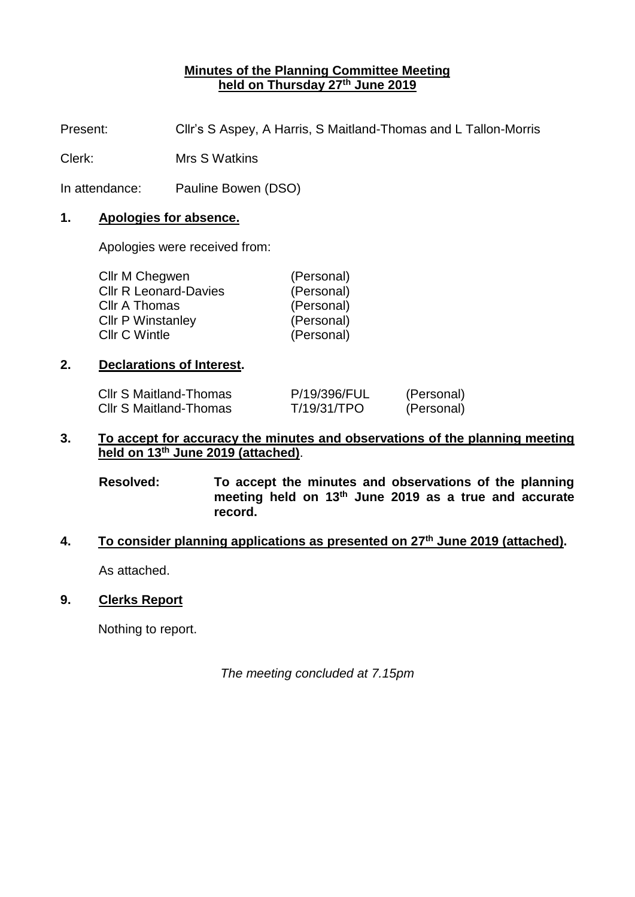# Minutes of the Planning Committee Meeting held on Thursday 27th June 2019

Present: Cllr's S Aspey, A Harris, S Maitland-Thomas and L Tallon-Morris

Clerk: Mrs S Watkins

In attendance: Pauline Bowen (DSO)

## 1. Apologies for absence.

Apologies were received from:

| | |
|---|---|
| Cllr M Chegwen | (Personal) |
| Cllr R Leonard-Davies | (Personal) |
| Cllr A Thomas | (Personal) |
| Cllr P Winstanley | (Personal) |
| Cllr C Wintle | (Personal) |

## 2. Declarations of Interest.

| | | |
|---|---|---|
| Cllr S Maitland-Thomas | P/19/396/FUL | (Personal) |
| Cllr S Maitland-Thomas | T/19/31/TPO | (Personal) |

## 3. To accept for accuracy the minutes and observations of the planning meeting held on 13th June 2019 (attached).

**Resolved: To accept the minutes and observations of the planning meeting held on 13th June 2019 as a true and accurate record.**

## 4. To consider planning applications as presented on 27th June 2019 (attached).

As attached.

## 9. Clerks Report

Nothing to report.

*The meeting concluded at 7.15pm*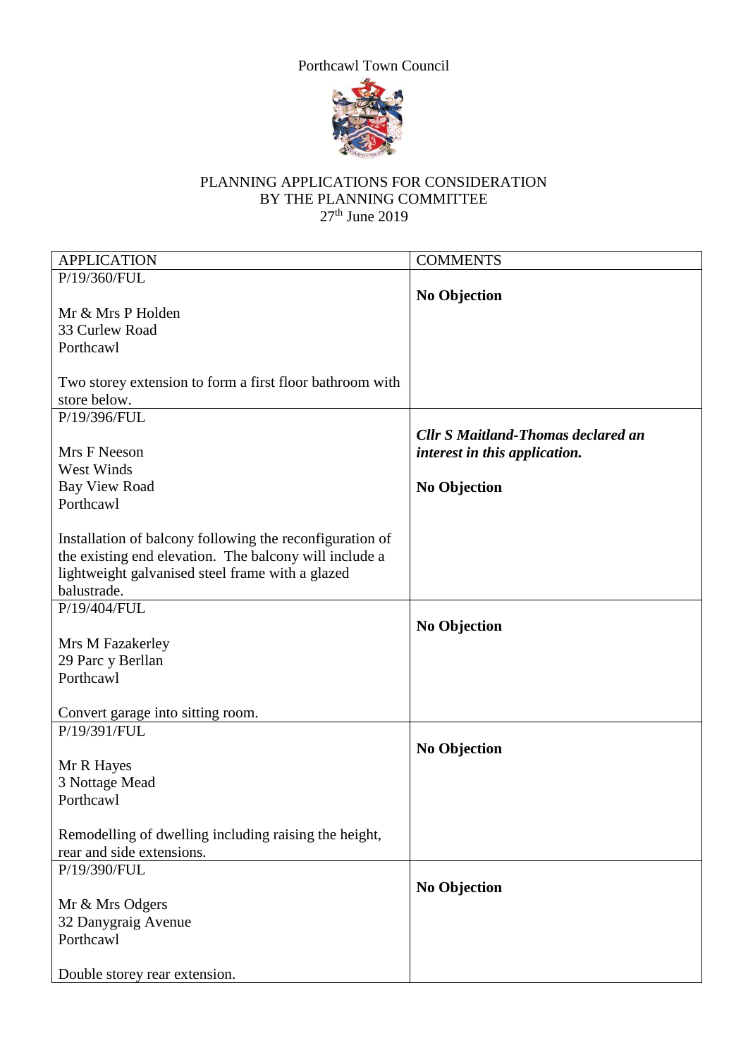Porthcawl Town Council

PLANNING APPLICATIONS FOR CONSIDERATION
BY THE PLANNING COMMITTEE
27th June 2019

| APPLICATION | COMMENTS |
|---|---|
| P/19/360/FUL<br><br>Mr & Mrs P Holden<br>33 Curlew Road<br>Porthcawl<br><br>Two storey extension to form a first floor bathroom with store below. | **No Objection** |
| P/19/396/FUL<br><br>Mrs F Neeson<br>West Winds<br>Bay View Road<br>Porthcawl<br><br>Installation of balcony following the reconfiguration of the existing end elevation. The balcony will include a lightweight galvanised steel frame with a glazed balustrade. | ***Cllr S Maitland-Thomas declared an interest in this application.***<br><br>**No Objection** |
| P/19/404/FUL<br><br>Mrs M Fazakerley<br>29 Parc y Berllan<br>Porthcawl<br><br>Convert garage into sitting room. | **No Objection** |
| P/19/391/FUL<br><br>Mr R Hayes<br>3 Nottage Mead<br>Porthcawl<br><br>Remodelling of dwelling including raising the height, rear and side extensions. | **No Objection** |
| P/19/390/FUL<br><br>Mr & Mrs Odgers<br>32 Danygraig Avenue<br>Porthcawl<br><br>Double storey rear extension. | **No Objection** |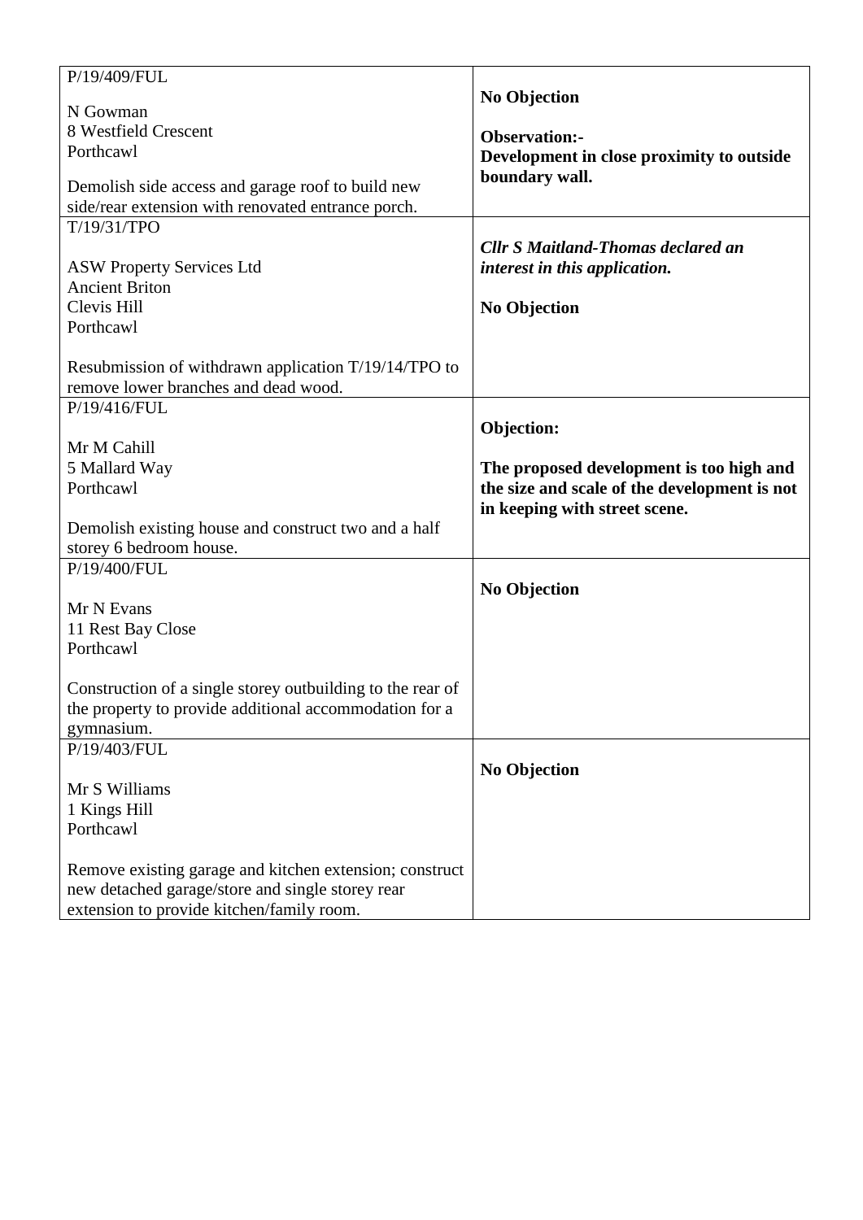| | |
|---|---|
| P/19/409/FUL<br><br>N Gowman<br>8 Westfield Crescent<br>Porthcawl<br><br>Demolish side access and garage roof to build new side/rear extension with renovated entrance porch. | **No Objection**<br><br>**Observation:-**<br>**Development in close proximity to outside boundary wall.** |
| T/19/31/TPO<br><br>ASW Property Services Ltd<br>Ancient Briton<br>Clevis Hill<br>Porthcawl<br><br>Resubmission of withdrawn application T/19/14/TPO to remove lower branches and dead wood. | ***Cllr S Maitland-Thomas declared an interest in this application.***<br><br>**No Objection** |
| P/19/416/FUL<br><br>Mr M Cahill<br>5 Mallard Way<br>Porthcawl<br><br>Demolish existing house and construct two and a half storey 6 bedroom house. | **Objection:**<br><br>**The proposed development is too high and the size and scale of the development is not in keeping with street scene.** |
| P/19/400/FUL<br><br>Mr N Evans<br>11 Rest Bay Close<br>Porthcawl<br><br>Construction of a single storey outbuilding to the rear of the property to provide additional accommodation for a gymnasium. | **No Objection** |
| P/19/403/FUL<br><br>Mr S Williams<br>1 Kings Hill<br>Porthcawl<br><br>Remove existing garage and kitchen extension; construct new detached garage/store and single storey rear extension to provide kitchen/family room. | **No Objection** |